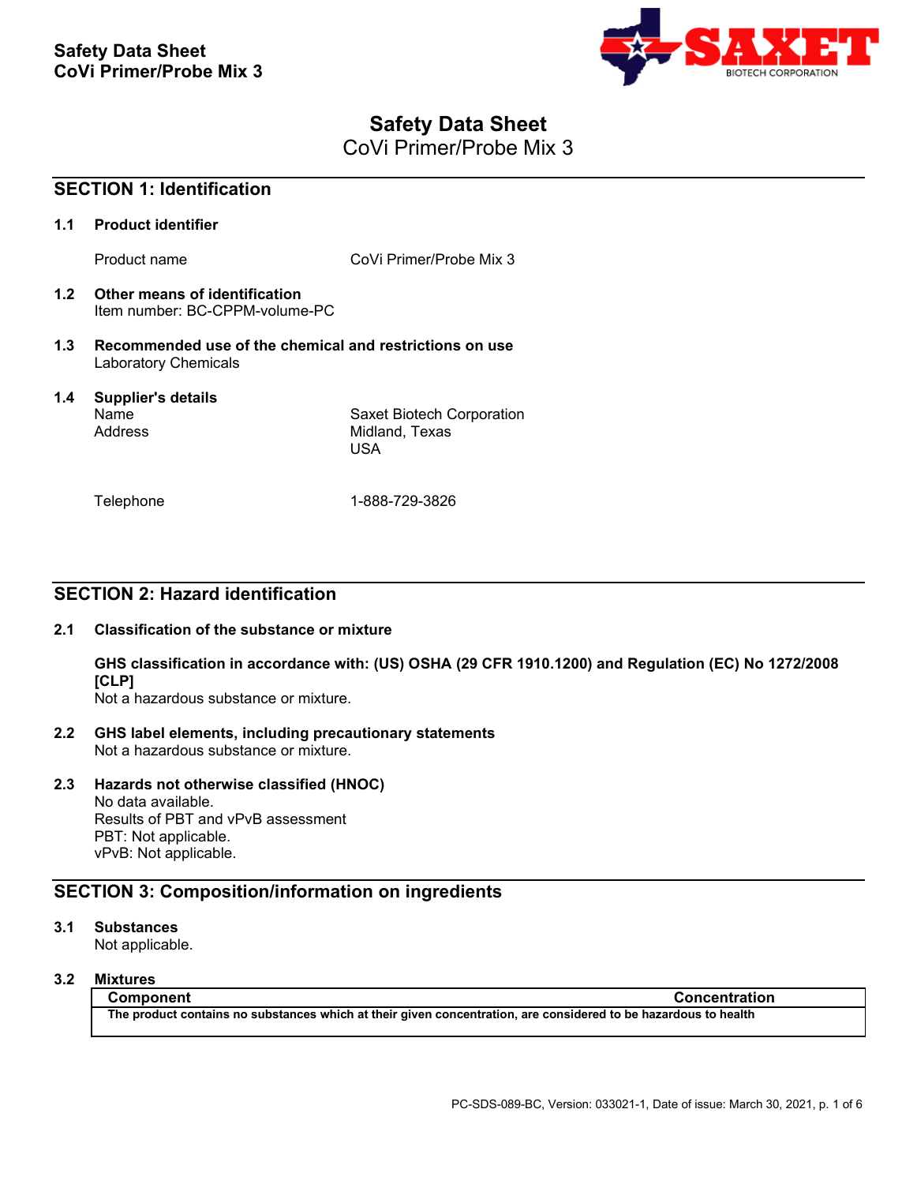# Safety Data Sheet

CoVi Primer/Probe Mix 3

## SECTION 1: Identification

### 1.1 Product identifier

| | |
|---|---|
| Product name | CoVi Primer/Probe Mix 3 |

### 1.2 Other means of identification

Item number: BC-CPPM-volume-PC

### 1.3 Recommended use of the chemical and restrictions on use

Laboratory Chemicals

### 1.4 Supplier's details

| | |
|---|---|
| Name | Saxet Biotech Corporation |
| Address | Midland, Texas<br>USA |
| Telephone | 1-888-729-3826 |

## SECTION 2: Hazard identification

### 2.1 Classification of the substance or mixture

**GHS classification in accordance with: (US) OSHA (29 CFR 1910.1200) and Regulation (EC) No 1272/2008 [CLP]**

Not a hazardous substance or mixture.

### 2.2 GHS label elements, including precautionary statements

Not a hazardous substance or mixture.

### 2.3 Hazards not otherwise classified (HNOC)

No data available.
Results of PBT and vPvB assessment
PBT: Not applicable.
vPvB: Not applicable.

## SECTION 3: Composition/information on ingredients

### 3.1 Substances

Not applicable.

### 3.2 Mixtures

| Component | Concentration |
|---|---|
| The product contains no substances which at their given concentration, are considered to be hazardous to health | |

PC-SDS-089-BC, Version: 033021-1, Date of issue: March 30, 2021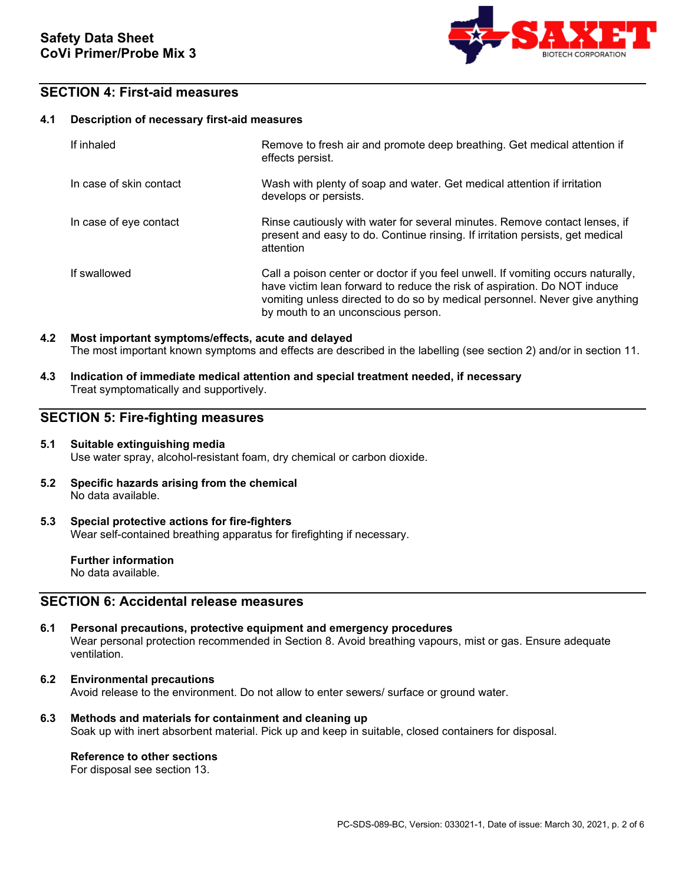## SECTION 4: First-aid measures

### 4.1 Description of necessary first-aid measures

| | |
|---|---|
| If inhaled | Remove to fresh air and promote deep breathing. Get medical attention if effects persist. |
| In case of skin contact | Wash with plenty of soap and water. Get medical attention if irritation develops or persists. |
| In case of eye contact | Rinse cautiously with water for several minutes. Remove contact lenses, if present and easy to do. Continue rinsing. If irritation persists, get medical attention |
| If swallowed | Call a poison center or doctor if you feel unwell. If vomiting occurs naturally, have victim lean forward to reduce the risk of aspiration. Do NOT induce vomiting unless directed to do so by medical personnel. Never give anything by mouth to an unconscious person. |

### 4.2 Most important symptoms/effects, acute and delayed

The most important known symptoms and effects are described in the labelling (see section 2) and/or in section 11.

### 4.3 Indication of immediate medical attention and special treatment needed, if necessary

Treat symptomatically and supportively.

## SECTION 5: Fire-fighting measures

### 5.1 Suitable extinguishing media

Use water spray, alcohol-resistant foam, dry chemical or carbon dioxide.

### 5.2 Specific hazards arising from the chemical

No data available.

### 5.3 Special protective actions for fire-fighters

Wear self-contained breathing apparatus for firefighting if necessary.

**Further information**

No data available.

## SECTION 6: Accidental release measures

### 6.1 Personal precautions, protective equipment and emergency procedures

Wear personal protection recommended in Section 8. Avoid breathing vapours, mist or gas. Ensure adequate ventilation.

### 6.2 Environmental precautions

Avoid release to the environment. Do not allow to enter sewers/ surface or ground water.

### 6.3 Methods and materials for containment and cleaning up

Soak up with inert absorbent material. Pick up and keep in suitable, closed containers for disposal.

**Reference to other sections**

For disposal see section 13.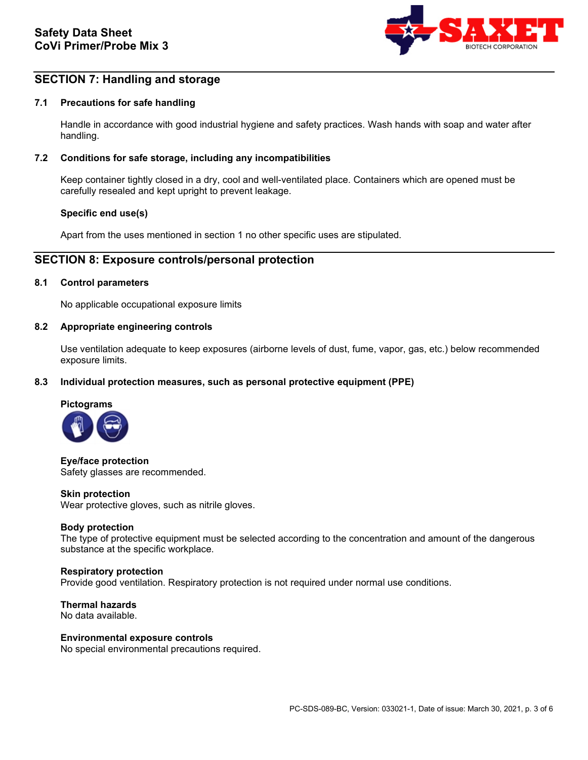## SECTION 7: Handling and storage

### 7.1 Precautions for safe handling

Handle in accordance with good industrial hygiene and safety practices. Wash hands with soap and water after handling.

### 7.2 Conditions for safe storage, including any incompatibilities

Keep container tightly closed in a dry, cool and well-ventilated place. Containers which are opened must be carefully resealed and kept upright to prevent leakage.

**Specific end use(s)**

Apart from the uses mentioned in section 1 no other specific uses are stipulated.

## SECTION 8: Exposure controls/personal protection

### 8.1 Control parameters

No applicable occupational exposure limits

### 8.2 Appropriate engineering controls

Use ventilation adequate to keep exposures (airborne levels of dust, fume, vapor, gas, etc.) below recommended exposure limits.

### 8.3 Individual protection measures, such as personal protective equipment (PPE)

**Pictograms**

**Eye/face protection**
Safety glasses are recommended.

**Skin protection**
Wear protective gloves, such as nitrile gloves.

**Body protection**
The type of protective equipment must be selected according to the concentration and amount of the dangerous substance at the specific workplace.

**Respiratory protection**
Provide good ventilation. Respiratory protection is not required under normal use conditions.

**Thermal hazards**
No data available.

**Environmental exposure controls**
No special environmental precautions required.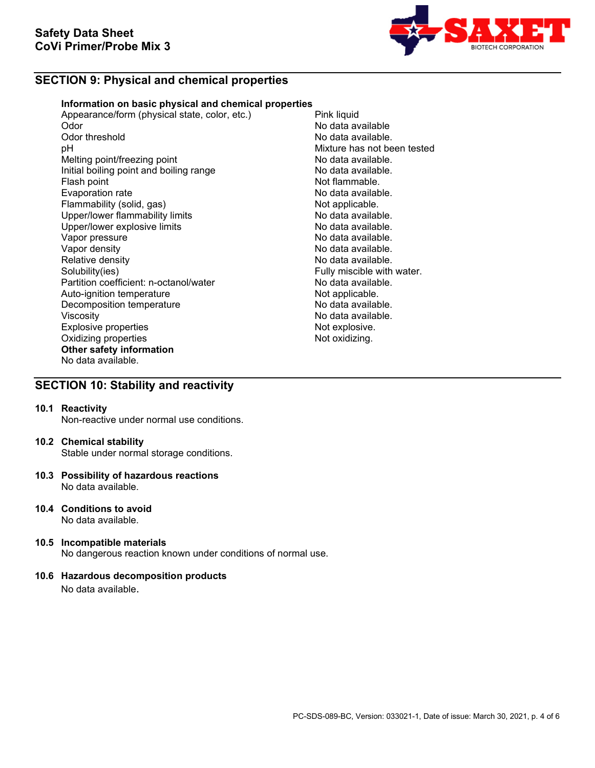## SECTION 9: Physical and chemical properties

**Information on basic physical and chemical properties**

| Property | Value |
|---|---|
| Appearance/form (physical state, color, etc.) | Pink liquid |
| Odor | No data available |
| Odor threshold | No data available. |
| pH | Mixture has not been tested |
| Melting point/freezing point | No data available. |
| Initial boiling point and boiling range | No data available. |
| Flash point | Not flammable. |
| Evaporation rate | No data available. |
| Flammability (solid, gas) | Not applicable. |
| Upper/lower flammability limits | No data available. |
| Upper/lower explosive limits | No data available. |
| Vapor pressure | No data available. |
| Vapor density | No data available. |
| Relative density | No data available. |
| Solubility(ies) | Fully miscible with water. |
| Partition coefficient: n-octanol/water | No data available. |
| Auto-ignition temperature | Not applicable. |
| Decomposition temperature | No data available. |
| Viscosity | No data available. |
| Explosive properties | Not explosive. |
| Oxidizing properties | Not oxidizing. |

**Other safety information**

No data available.

## SECTION 10: Stability and reactivity

**10.1 Reactivity**

Non-reactive under normal use conditions.

**10.2 Chemical stability**

Stable under normal storage conditions.

**10.3 Possibility of hazardous reactions**

No data available.

**10.4 Conditions to avoid**

No data available.

**10.5 Incompatible materials**

No dangerous reaction known under conditions of normal use.

**10.6 Hazardous decomposition products**

No data available.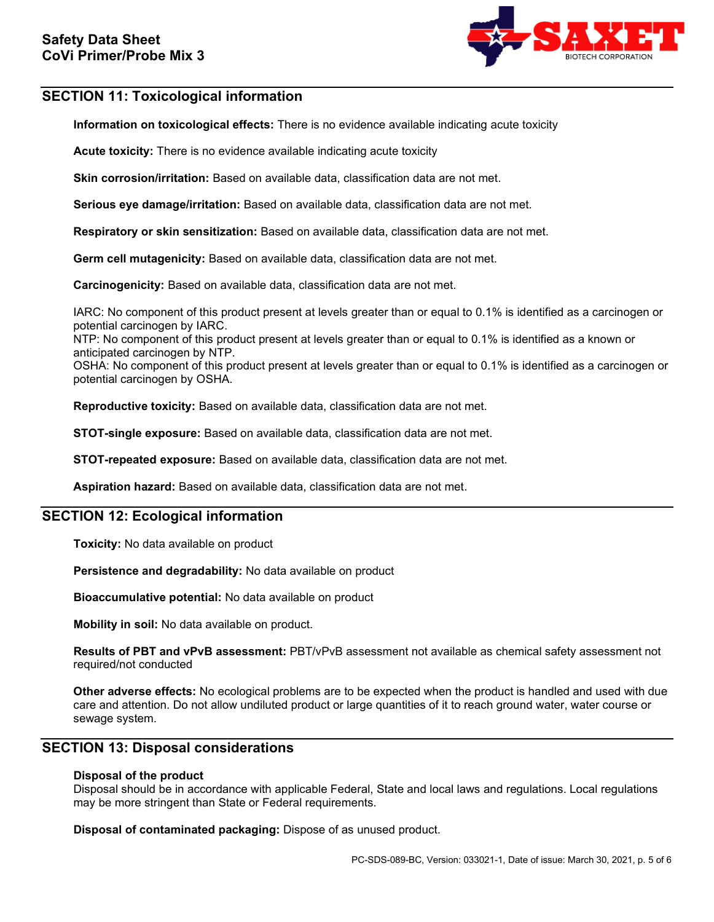## SECTION 11: Toxicological information

**Information on toxicological effects:** There is no evidence available indicating acute toxicity

**Acute toxicity:** There is no evidence available indicating acute toxicity

**Skin corrosion/irritation:** Based on available data, classification data are not met.

**Serious eye damage/irritation:** Based on available data, classification data are not met.

**Respiratory or skin sensitization:** Based on available data, classification data are not met.

**Germ cell mutagenicity:** Based on available data, classification data are not met.

**Carcinogenicity:** Based on available data, classification data are not met.

IARC: No component of this product present at levels greater than or equal to 0.1% is identified as a carcinogen or potential carcinogen by IARC.
NTP: No component of this product present at levels greater than or equal to 0.1% is identified as a known or anticipated carcinogen by NTP.
OSHA: No component of this product present at levels greater than or equal to 0.1% is identified as a carcinogen or potential carcinogen by OSHA.

**Reproductive toxicity:** Based on available data, classification data are not met.

**STOT-single exposure:** Based on available data, classification data are not met.

**STOT-repeated exposure:** Based on available data, classification data are not met.

**Aspiration hazard:** Based on available data, classification data are not met.

## SECTION 12: Ecological information

**Toxicity:** No data available on product

**Persistence and degradability:** No data available on product

**Bioaccumulative potential:** No data available on product

**Mobility in soil:** No data available on product.

**Results of PBT and vPvB assessment:** PBT/vPvB assessment not available as chemical safety assessment not required/not conducted

**Other adverse effects:** No ecological problems are to be expected when the product is handled and used with due care and attention. Do not allow undiluted product or large quantities of it to reach ground water, water course or sewage system.

## SECTION 13: Disposal considerations

**Disposal of the product**
Disposal should be in accordance with applicable Federal, State and local laws and regulations. Local regulations may be more stringent than State or Federal requirements.

**Disposal of contaminated packaging:** Dispose of as unused product.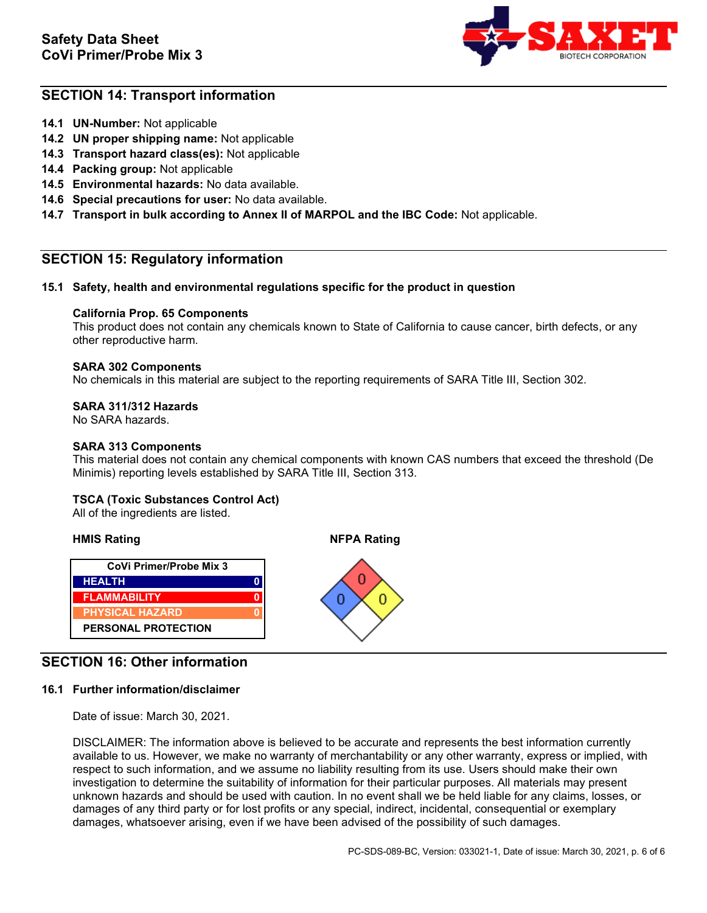## SECTION 14: Transport information

**14.1 UN-Number:** Not applicable
**14.2 UN proper shipping name:** Not applicable
**14.3 Transport hazard class(es):** Not applicable
**14.4 Packing group:** Not applicable
**14.5 Environmental hazards:** No data available.
**14.6 Special precautions for user:** No data available.
**14.7 Transport in bulk according to Annex II of MARPOL and the IBC Code:** Not applicable.

## SECTION 15: Regulatory information

### 15.1 Safety, health and environmental regulations specific for the product in question

**California Prop. 65 Components**
This product does not contain any chemicals known to State of California to cause cancer, birth defects, or any other reproductive harm.

**SARA 302 Components**
No chemicals in this material are subject to the reporting requirements of SARA Title III, Section 302.

**SARA 311/312 Hazards**
No SARA hazards.

**SARA 313 Components**
This material does not contain any chemical components with known CAS numbers that exceed the threshold (De Minimis) reporting levels established by SARA Title III, Section 313.

**TSCA (Toxic Substances Control Act)**
All of the ingredients are listed.

**HMIS Rating**

| CoVi Primer/Probe Mix 3 | |
|---|---|
| HEALTH | 0 |
| FLAMMABILITY | 0 |
| PHYSICAL HAZARD | 0 |
| PERSONAL PROTECTION | |

**NFPA Rating**

0
0
0

## SECTION 16: Other information

### 16.1 Further information/disclaimer

Date of issue: March 30, 2021.

DISCLAIMER: The information above is believed to be accurate and represents the best information currently available to us. However, we make no warranty of merchantability or any other warranty, express or implied, with respect to such information, and we assume no liability resulting from its use. Users should make their own investigation to determine the suitability of information for their particular purposes. All materials may present unknown hazards and should be used with caution. In no event shall we be held liable for any claims, losses, or damages of any third party or for lost profits or any special, indirect, incidental, consequential or exemplary damages, whatsoever arising, even if we have been advised of the possibility of such damages.

PC-SDS-089-BC, Version: 033021-1, Date of issue: March 30, 2021